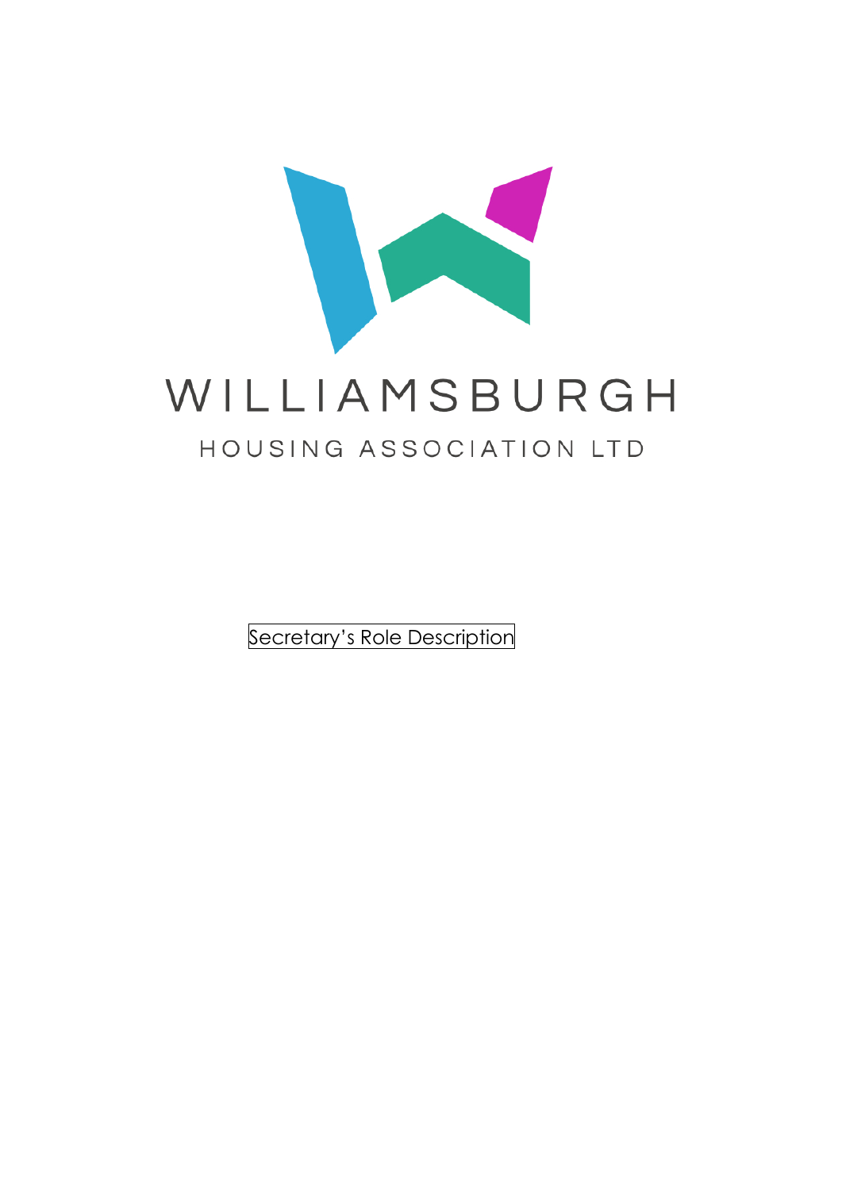WILLIAMSBURGH

HOUSING ASSOCIATION LTD

Secretary's Role Description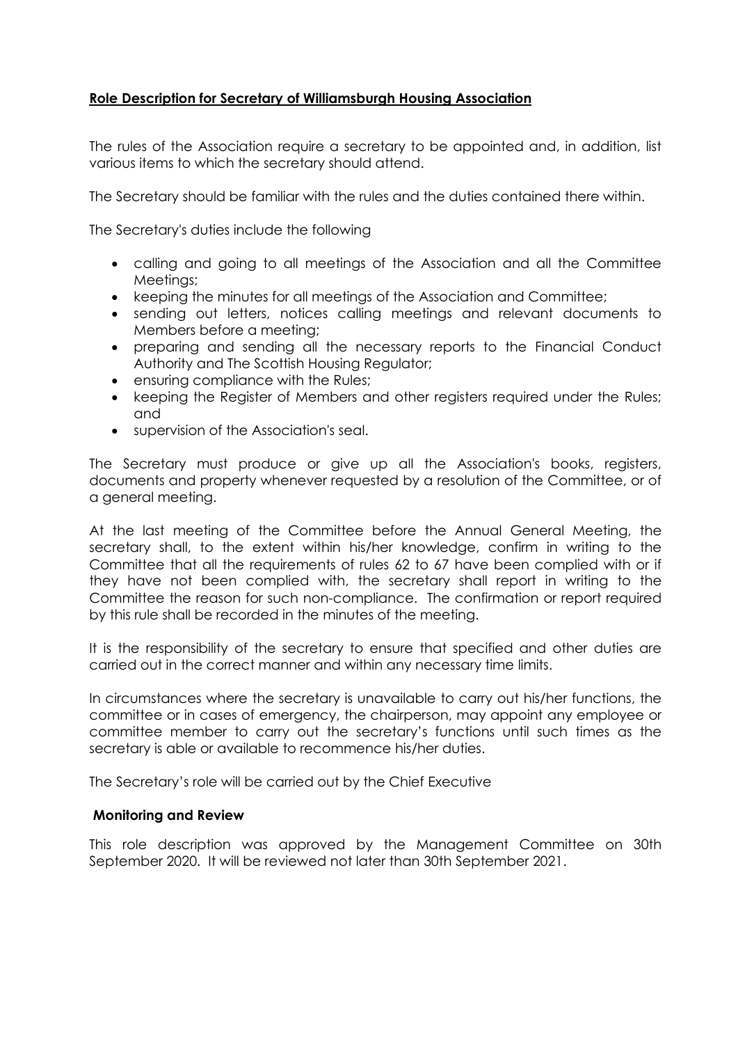# **Role Description for Secretary of Williamsburgh Housing Association**

The rules of the Association require a secretary to be appointed and, in addition, list various items to which the secretary should attend.

The Secretary should be familiar with the rules and the duties contained there within.

The Secretary's duties include the following

- calling and going to all meetings of the Association and all the Committee Meetings;
- keeping the minutes for all meetings of the Association and Committee;
- sending out letters, notices calling meetings and relevant documents to Members before a meeting;
- preparing and sending all the necessary reports to the Financial Conduct Authority and The Scottish Housing Regulator;
- ensuring compliance with the Rules;
- keeping the Register of Members and other registers required under the Rules; and
- supervision of the Association's seal.

The Secretary must produce or give up all the Association's books, registers, documents and property whenever requested by a resolution of the Committee, or of a general meeting.

At the last meeting of the Committee before the Annual General Meeting, the secretary shall, to the extent within his/her knowledge, confirm in writing to the Committee that all the requirements of rules 62 to 67 have been complied with or if they have not been complied with, the secretary shall report in writing to the Committee the reason for such non-compliance. The confirmation or report required by this rule shall be recorded in the minutes of the meeting.

It is the responsibility of the secretary to ensure that specified and other duties are carried out in the correct manner and within any necessary time limits.

In circumstances where the secretary is unavailable to carry out his/her functions, the committee or in cases of emergency, the chairperson, may appoint any employee or committee member to carry out the secretary's functions until such times as the secretary is able or available to recommence his/her duties.

The Secretary's role will be carried out by the Chief Executive

### **Monitoring and Review**

This role description was approved by the Management Committee on 30th September 2020. It will be reviewed not later than 30th September 2021.